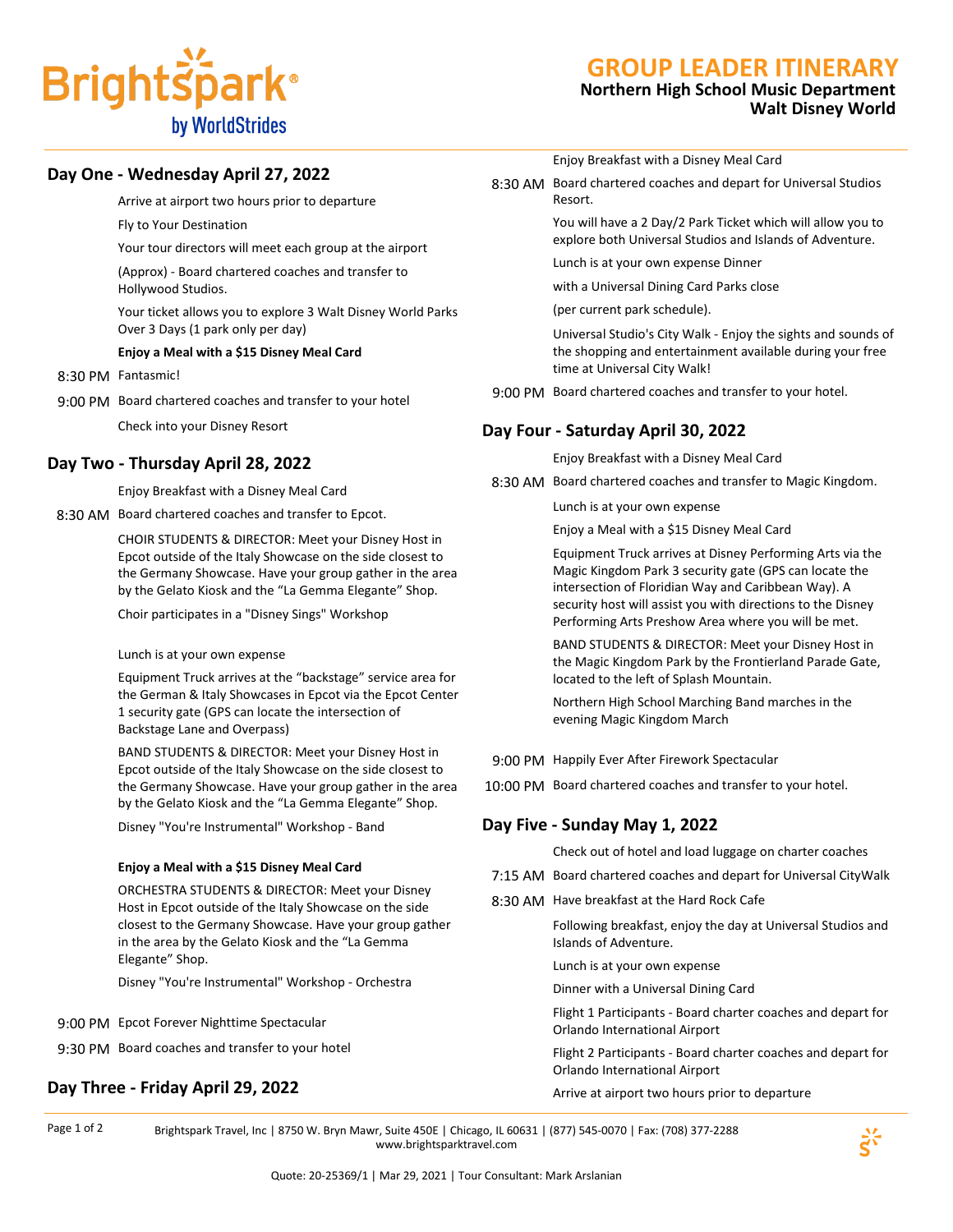# GROUP LEADER ITINERARY

**Northern High School Music Department**
**Walt Disney World**

## Day One - Wednesday April 27, 2022

Arrive at airport two hours prior to departure

Fly to Your Destination

Your tour directors will meet each group at the airport

(Approx) - Board chartered coaches and transfer to Hollywood Studios.

Your ticket allows you to explore 3 Walt Disney World Parks Over 3 Days (1 park only per day)

**Enjoy a Meal with a $15 Disney Meal Card**

8:30 PM Fantasmic!

9:00 PM Board chartered coaches and transfer to your hotel

Check into your Disney Resort

## Day Two - Thursday April 28, 2022

Enjoy Breakfast with a Disney Meal Card

8:30 AM Board chartered coaches and transfer to Epcot.

CHOIR STUDENTS & DIRECTOR: Meet your Disney Host in Epcot outside of the Italy Showcase on the side closest to the Germany Showcase. Have your group gather in the area by the Gelato Kiosk and the "La Gemma Elegante" Shop.

Choir participates in a "Disney Sings" Workshop

Lunch is at your own expense

Equipment Truck arrives at the "backstage" service area for the German & Italy Showcases in Epcot via the Epcot Center 1 security gate (GPS can locate the intersection of Backstage Lane and Overpass)

BAND STUDENTS & DIRECTOR: Meet your Disney Host in Epcot outside of the Italy Showcase on the side closest to the Germany Showcase. Have your group gather in the area by the Gelato Kiosk and the "La Gemma Elegante" Shop.

Disney "You're Instrumental" Workshop - Band

**Enjoy a Meal with a $15 Disney Meal Card**

ORCHESTRA STUDENTS & DIRECTOR: Meet your Disney Host in Epcot outside of the Italy Showcase on the side closest to the Germany Showcase. Have your group gather in the area by the Gelato Kiosk and the "La Gemma Elegante" Shop.

Disney "You're Instrumental" Workshop - Orchestra

9:00 PM Epcot Forever Nighttime Spectacular

9:30 PM Board coaches and transfer to your hotel

## Day Three - Friday April 29, 2022

Enjoy Breakfast with a Disney Meal Card

8:30 AM Board chartered coaches and depart for Universal Studios Resort.

You will have a 2 Day/2 Park Ticket which will allow you to explore both Universal Studios and Islands of Adventure.

Lunch is at your own expense Dinner

with a Universal Dining Card Parks close

(per current park schedule).

Universal Studio's City Walk - Enjoy the sights and sounds of the shopping and entertainment available during your free time at Universal City Walk!

9:00 PM Board chartered coaches and transfer to your hotel.

## Day Four - Saturday April 30, 2022

Enjoy Breakfast with a Disney Meal Card

8:30 AM Board chartered coaches and transfer to Magic Kingdom.

Lunch is at your own expense

Enjoy a Meal with a $15 Disney Meal Card

Equipment Truck arrives at Disney Performing Arts via the Magic Kingdom Park 3 security gate (GPS can locate the intersection of Floridian Way and Caribbean Way). A security host will assist you with directions to the Disney Performing Arts Preshow Area where you will be met.

BAND STUDENTS & DIRECTOR: Meet your Disney Host in the Magic Kingdom Park by the Frontierland Parade Gate, located to the left of Splash Mountain.

Northern High School Marching Band marches in the evening Magic Kingdom March

9:00 PM Happily Ever After Firework Spectacular

10:00 PM Board chartered coaches and transfer to your hotel.

## Day Five - Sunday May 1, 2022

Check out of hotel and load luggage on charter coaches

7:15 AM Board chartered coaches and depart for Universal CityWalk

8:30 AM Have breakfast at the Hard Rock Cafe

Following breakfast, enjoy the day at Universal Studios and Islands of Adventure.

Lunch is at your own expense

Dinner with a Universal Dining Card

Flight 1 Participants - Board charter coaches and depart for Orlando International Airport

Flight 2 Participants - Board charter coaches and depart for Orlando International Airport

Arrive at airport two hours prior to departure

Brightspark Travel, Inc | 8750 W. Bryn Mawr, Suite 450E | Chicago, IL 60631 | (877) 545-0070 | Fax: (708) 377-2288
www.brightsparktravel.com

Quote: 20-25369/1 | Mar 29, 2021 | Tour Consultant: Mark Arslanian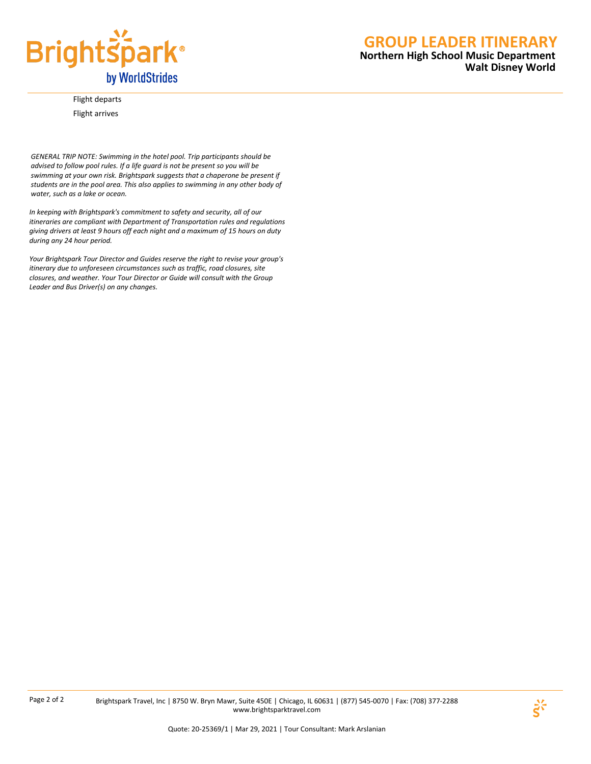Flight departs

Flight arrives

*GENERAL TRIP NOTE: Swimming in the hotel pool. Trip participants should be advised to follow pool rules. If a life guard is not be present so you will be swimming at your own risk. Brightspark suggests that a chaperone be present if students are in the pool area. This also applies to swimming in any other body of water, such as a lake or ocean.*

*In keeping with Brightspark's commitment to safety and security, all of our itineraries are compliant with Department of Transportation rules and regulations giving drivers at least 9 hours off each night and a maximum of 15 hours on duty during any 24 hour period.*

*Your Brightspark Tour Director and Guides reserve the right to revise your group's itinerary due to unforeseen circumstances such as traffic, road closures, site closures, and weather. Your Tour Director or Guide will consult with the Group Leader and Bus Driver(s) on any changes.*